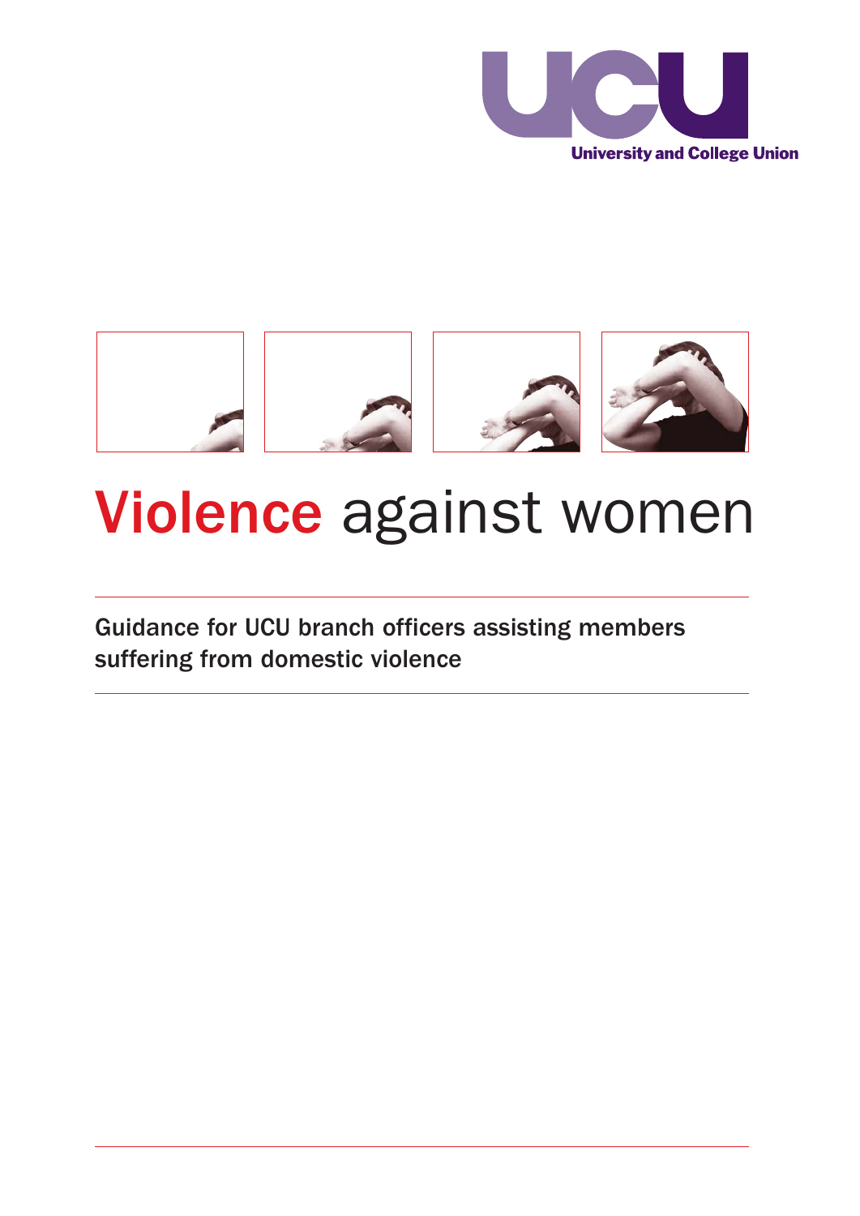UCU

University and College Union

# Violence against women

## Guidance for UCU branch officers assisting members suffering from domestic violence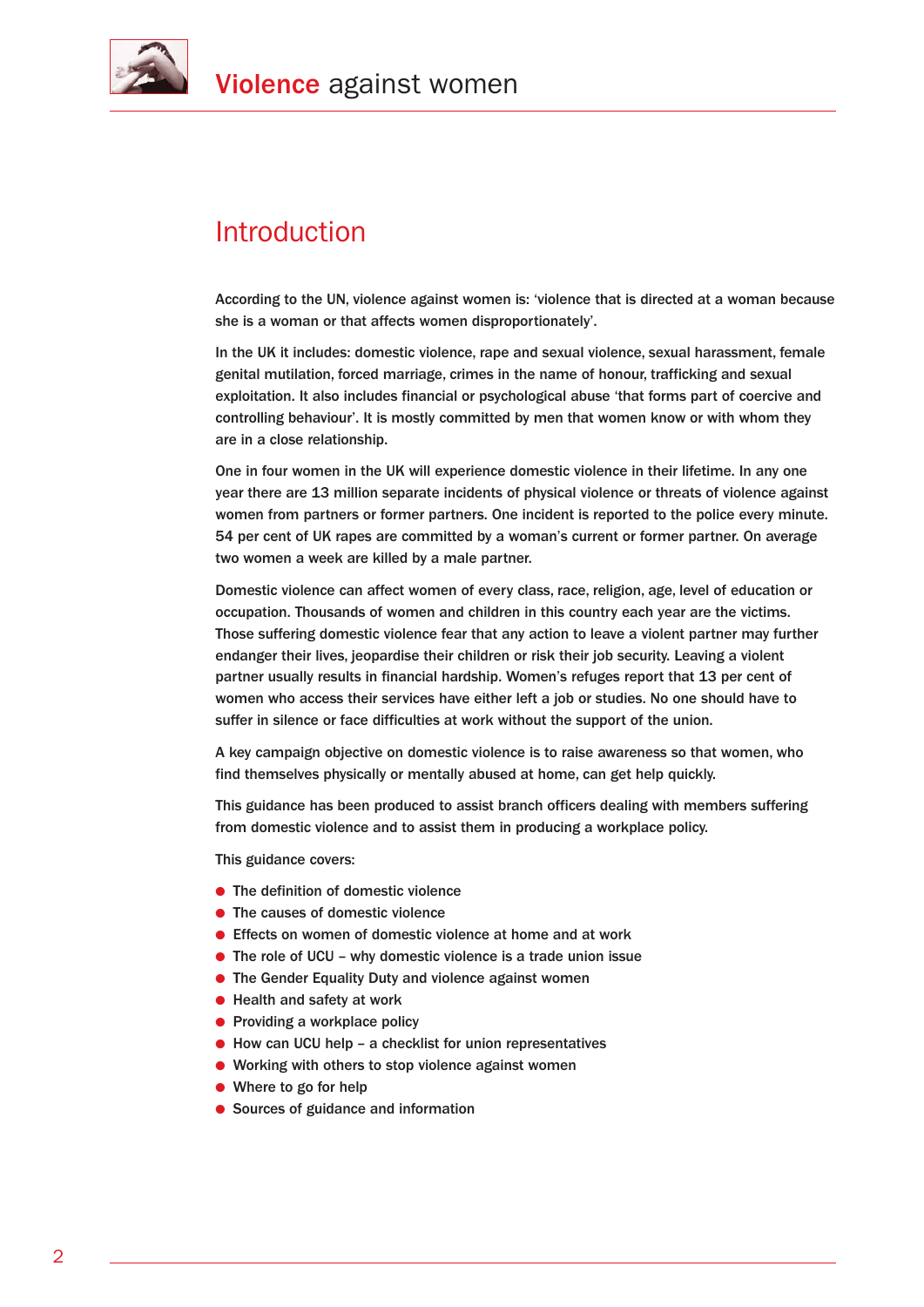## Introduction

According to the UN, violence against women is: 'violence that is directed at a woman because she is a woman or that affects women disproportionately'.

In the UK it includes: domestic violence, rape and sexual violence, sexual harassment, female genital mutilation, forced marriage, crimes in the name of honour, trafficking and sexual exploitation. It also includes financial or psychological abuse 'that forms part of coercive and controlling behaviour'. It is mostly committed by men that women know or with whom they are in a close relationship.

One in four women in the UK will experience domestic violence in their lifetime. In any one year there are 13 million separate incidents of physical violence or threats of violence against women from partners or former partners. One incident is reported to the police every minute. 54 per cent of UK rapes are committed by a woman's current or former partner. On average two women a week are killed by a male partner.

Domestic violence can affect women of every class, race, religion, age, level of education or occupation. Thousands of women and children in this country each year are the victims. Those suffering domestic violence fear that any action to leave a violent partner may further endanger their lives, jeopardise their children or risk their job security. Leaving a violent partner usually results in financial hardship. Women's refuges report that 13 per cent of women who access their services have either left a job or studies. No one should have to suffer in silence or face difficulties at work without the support of the union.

A key campaign objective on domestic violence is to raise awareness so that women, who find themselves physically or mentally abused at home, can get help quickly.

This guidance has been produced to assist branch officers dealing with members suffering from domestic violence and to assist them in producing a workplace policy.

This guidance covers:

- The definition of domestic violence
- The causes of domestic violence
- Effects on women of domestic violence at home and at work
- The role of UCU – why domestic violence is a trade union issue
- The Gender Equality Duty and violence against women
- Health and safety at work
- Providing a workplace policy
- How can UCU help – a checklist for union representatives
- Working with others to stop violence against women
- Where to go for help
- Sources of guidance and information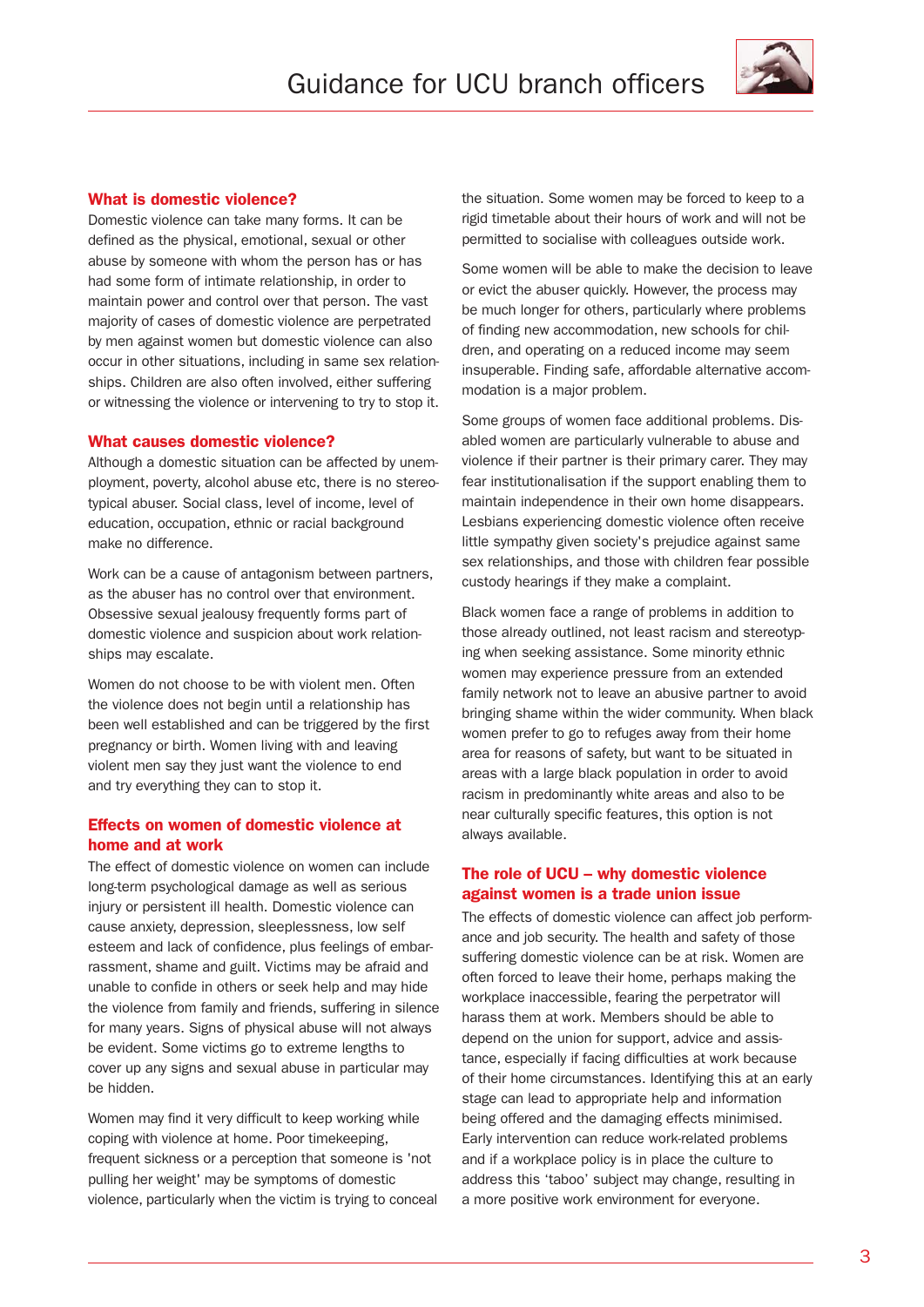## What is domestic violence?

Domestic violence can take many forms. It can be defined as the physical, emotional, sexual or other abuse by someone with whom the person has or has had some form of intimate relationship, in order to maintain power and control over that person. The vast majority of cases of domestic violence are perpetrated by men against women but domestic violence can also occur in other situations, including in same sex relationships. Children are also often involved, either suffering or witnessing the violence or intervening to try to stop it.

## What causes domestic violence?

Although a domestic situation can be affected by unemployment, poverty, alcohol abuse etc, there is no stereotypical abuser. Social class, level of income, level of education, occupation, ethnic or racial background make no difference.

Work can be a cause of antagonism between partners, as the abuser has no control over that environment. Obsessive sexual jealousy frequently forms part of domestic violence and suspicion about work relationships may escalate.

Women do not choose to be with violent men. Often the violence does not begin until a relationship has been well established and can be triggered by the first pregnancy or birth. Women living with and leaving violent men say they just want the violence to end and try everything they can to stop it.

## Effects on women of domestic violence at home and at work

The effect of domestic violence on women can include long-term psychological damage as well as serious injury or persistent ill health. Domestic violence can cause anxiety, depression, sleeplessness, low self esteem and lack of confidence, plus feelings of embarrassment, shame and guilt. Victims may be afraid and unable to confide in others or seek help and may hide the violence from family and friends, suffering in silence for many years. Signs of physical abuse will not always be evident. Some victims go to extreme lengths to cover up any signs and sexual abuse in particular may be hidden.

Women may find it very difficult to keep working while coping with violence at home. Poor timekeeping, frequent sickness or a perception that someone is 'not pulling her weight' may be symptoms of domestic violence, particularly when the victim is trying to conceal the situation. Some women may be forced to keep to a rigid timetable about their hours of work and will not be permitted to socialise with colleagues outside work.

Some women will be able to make the decision to leave or evict the abuser quickly. However, the process may be much longer for others, particularly where problems of finding new accommodation, new schools for children, and operating on a reduced income may seem insuperable. Finding safe, affordable alternative accommodation is a major problem.

Some groups of women face additional problems. Disabled women are particularly vulnerable to abuse and violence if their partner is their primary carer. They may fear institutionalisation if the support enabling them to maintain independence in their own home disappears. Lesbians experiencing domestic violence often receive little sympathy given society's prejudice against same sex relationships, and those with children fear possible custody hearings if they make a complaint.

Black women face a range of problems in addition to those already outlined, not least racism and stereotyping when seeking assistance. Some minority ethnic women may experience pressure from an extended family network not to leave an abusive partner to avoid bringing shame within the wider community. When black women prefer to go to refuges away from their home area for reasons of safety, but want to be situated in areas with a large black population in order to avoid racism in predominantly white areas and also to be near culturally specific features, this option is not always available.

## The role of UCU – why domestic violence against women is a trade union issue

The effects of domestic violence can affect job performance and job security. The health and safety of those suffering domestic violence can be at risk. Women are often forced to leave their home, perhaps making the workplace inaccessible, fearing the perpetrator will harass them at work. Members should be able to depend on the union for support, advice and assistance, especially if facing difficulties at work because of their home circumstances. Identifying this at an early stage can lead to appropriate help and information being offered and the damaging effects minimised. Early intervention can reduce work-related problems and if a workplace policy is in place the culture to address this 'taboo' subject may change, resulting in a more positive work environment for everyone.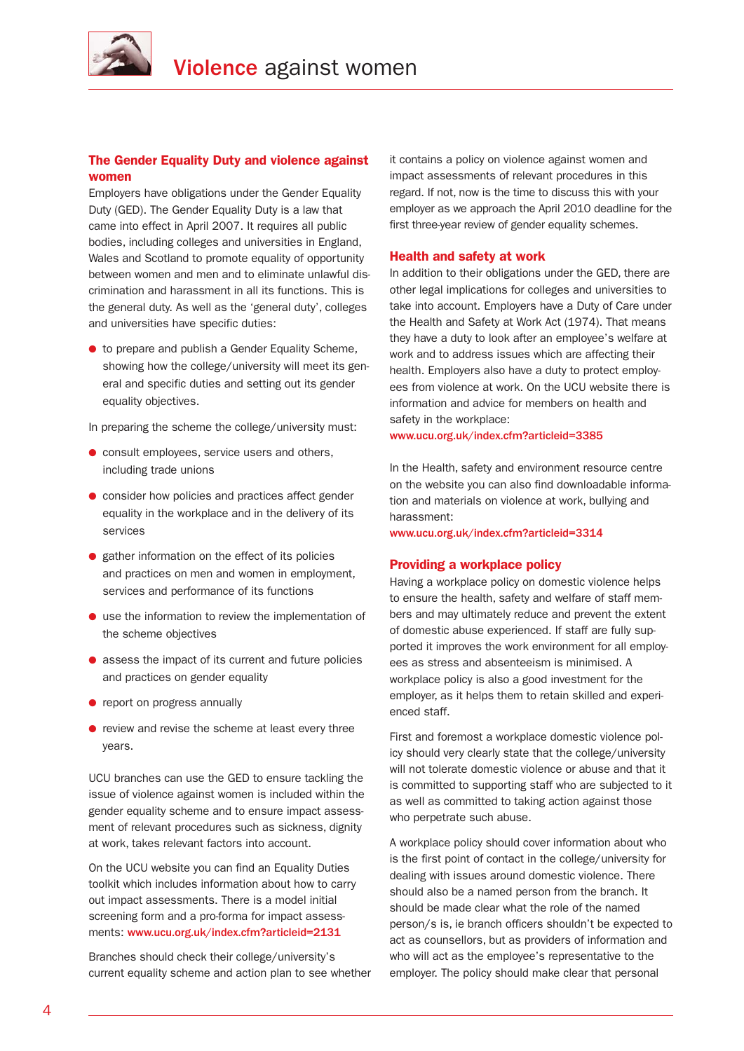# Violence against women

## The Gender Equality Duty and violence against women

Employers have obligations under the Gender Equality Duty (GED). The Gender Equality Duty is a law that came into effect in April 2007. It requires all public bodies, including colleges and universities in England, Wales and Scotland to promote equality of opportunity between women and men and to eliminate unlawful discrimination and harassment in all its functions. This is the general duty. As well as the 'general duty', colleges and universities have specific duties:

- to prepare and publish a Gender Equality Scheme, showing how the college/university will meet its general and specific duties and setting out its gender equality objectives.

In preparing the scheme the college/university must:

- consult employees, service users and others, including trade unions
- consider how policies and practices affect gender equality in the workplace and in the delivery of its services
- gather information on the effect of its policies and practices on men and women in employment, services and performance of its functions
- use the information to review the implementation of the scheme objectives
- assess the impact of its current and future policies and practices on gender equality
- report on progress annually
- review and revise the scheme at least every three years.

UCU branches can use the GED to ensure tackling the issue of violence against women is included within the gender equality scheme and to ensure impact assessment of relevant procedures such as sickness, dignity at work, takes relevant factors into account.

On the UCU website you can find an Equality Duties toolkit which includes information about how to carry out impact assessments. There is a model initial screening form and a pro-forma for impact assessments: www.ucu.org.uk/index.cfm?articleid=2131

Branches should check their college/university's current equality scheme and action plan to see whether it contains a policy on violence against women and impact assessments of relevant procedures in this regard. If not, now is the time to discuss this with your employer as we approach the April 2010 deadline for the first three-year review of gender equality schemes.

## Health and safety at work

In addition to their obligations under the GED, there are other legal implications for colleges and universities to take into account. Employers have a Duty of Care under the Health and Safety at Work Act (1974). That means they have a duty to look after an employee's welfare at work and to address issues which are affecting their health. Employers also have a duty to protect employees from violence at work. On the UCU website there is information and advice for members on health and safety in the workplace:
www.ucu.org.uk/index.cfm?articleid=3385

In the Health, safety and environment resource centre on the website you can also find downloadable information and materials on violence at work, bullying and harassment:
www.ucu.org.uk/index.cfm?articleid=3314

## Providing a workplace policy

Having a workplace policy on domestic violence helps to ensure the health, safety and welfare of staff members and may ultimately reduce and prevent the extent of domestic abuse experienced. If staff are fully supported it improves the work environment for all employees as stress and absenteeism is minimised. A workplace policy is also a good investment for the employer, as it helps them to retain skilled and experienced staff.

First and foremost a workplace domestic violence policy should very clearly state that the college/university will not tolerate domestic violence or abuse and that it is committed to supporting staff who are subjected to it as well as committed to taking action against those who perpetrate such abuse.

A workplace policy should cover information about who is the first point of contact in the college/university for dealing with issues around domestic violence. There should also be a named person from the branch. It should be made clear what the role of the named person/s is, ie branch officers shouldn't be expected to act as counsellors, but as providers of information and who will act as the employee's representative to the employer. The policy should make clear that personal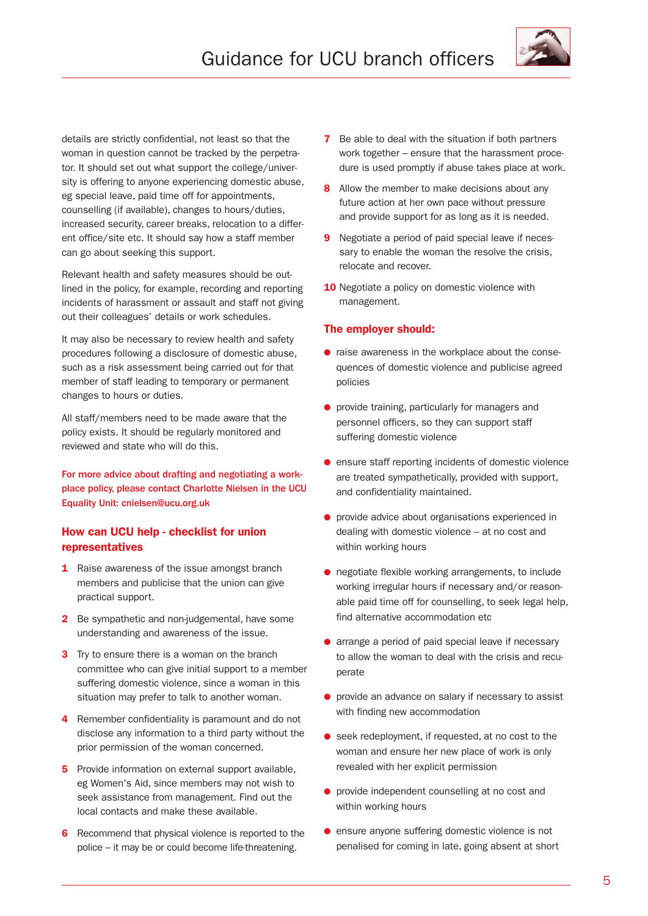details are strictly confidential, not least so that the woman in question cannot be tracked by the perpetrator. It should set out what support the college/university is offering to anyone experiencing domestic abuse, eg special leave, paid time off for appointments, counselling (if available), changes to hours/duties, increased security, career breaks, relocation to a different office/site etc. It should say how a staff member can go about seeking this support.

Relevant health and safety measures should be outlined in the policy, for example, recording and reporting incidents of harassment or assault and staff not giving out their colleagues' details or work schedules.

It may also be necessary to review health and safety procedures following a disclosure of domestic abuse, such as a risk assessment being carried out for that member of staff leading to temporary or permanent changes to hours or duties.

All staff/members need to be made aware that the policy exists. It should be regularly monitored and reviewed and state who will do this.

**For more advice about drafting and negotiating a workplace policy, please contact Charlotte Nielsen in the UCU Equality Unit: cnielsen@ucu.org.uk**

## How can UCU help - checklist for union representatives

1. Raise awareness of the issue amongst branch members and publicise that the union can give practical support.
2. Be sympathetic and non-judgemental, have some understanding and awareness of the issue.
3. Try to ensure there is a woman on the branch committee who can give initial support to a member suffering domestic violence, since a woman in this situation may prefer to talk to another woman.
4. Remember confidentiality is paramount and do not disclose any information to a third party without the prior permission of the woman concerned.
5. Provide information on external support available, eg Women's Aid, since members may not wish to seek assistance from management. Find out the local contacts and make these available.
6. Recommend that physical violence is reported to the police – it may be or could become life-threatening.
7. Be able to deal with the situation if both partners work together – ensure that the harassment procedure is used promptly if abuse takes place at work.
8. Allow the member to make decisions about any future action at her own pace without pressure and provide support for as long as it is needed.
9. Negotiate a period of paid special leave if necessary to enable the woman the resolve the crisis, relocate and recover.
10. Negotiate a policy on domestic violence with management.

## The employer should:

- raise awareness in the workplace about the consequences of domestic violence and publicise agreed policies
- provide training, particularly for managers and personnel officers, so they can support staff suffering domestic violence
- ensure staff reporting incidents of domestic violence are treated sympathetically, provided with support, and confidentiality maintained.
- provide advice about organisations experienced in dealing with domestic violence – at no cost and within working hours
- negotiate flexible working arrangements, to include working irregular hours if necessary and/or reasonable paid time off for counselling, to seek legal help, find alternative accommodation etc
- arrange a period of paid special leave if necessary to allow the woman to deal with the crisis and recuperate
- provide an advance on salary if necessary to assist with finding new accommodation
- seek redeployment, if requested, at no cost to the woman and ensure her new place of work is only revealed with her explicit permission
- provide independent counselling at no cost and within working hours
- ensure anyone suffering domestic violence is not penalised for coming in late, going absent at short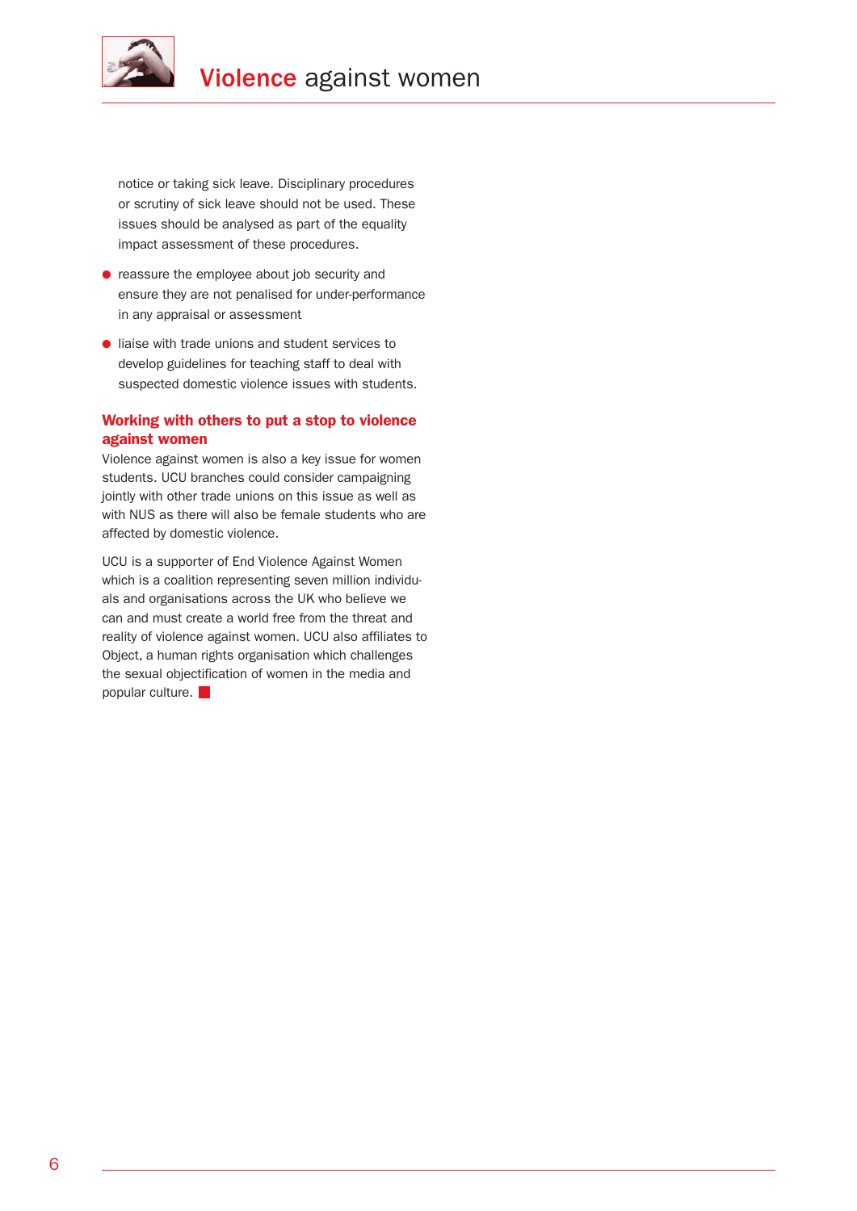notice or taking sick leave. Disciplinary procedures or scrutiny of sick leave should not be used. These issues should be analysed as part of the equality impact assessment of these procedures.

- reassure the employee about job security and ensure they are not penalised for under-performance in any appraisal or assessment
- liaise with trade unions and student services to develop guidelines for teaching staff to deal with suspected domestic violence issues with students.

### Working with others to put a stop to violence against women

Violence against women is also a key issue for women students. UCU branches could consider campaigning jointly with other trade unions on this issue as well as with NUS as there will also be female students who are affected by domestic violence.

UCU is a supporter of End Violence Against Women which is a coalition representing seven million individuals and organisations across the UK who believe we can and must create a world free from the threat and reality of violence against women. UCU also affiliates to Object, a human rights organisation which challenges the sexual objectification of women in the media and popular culture.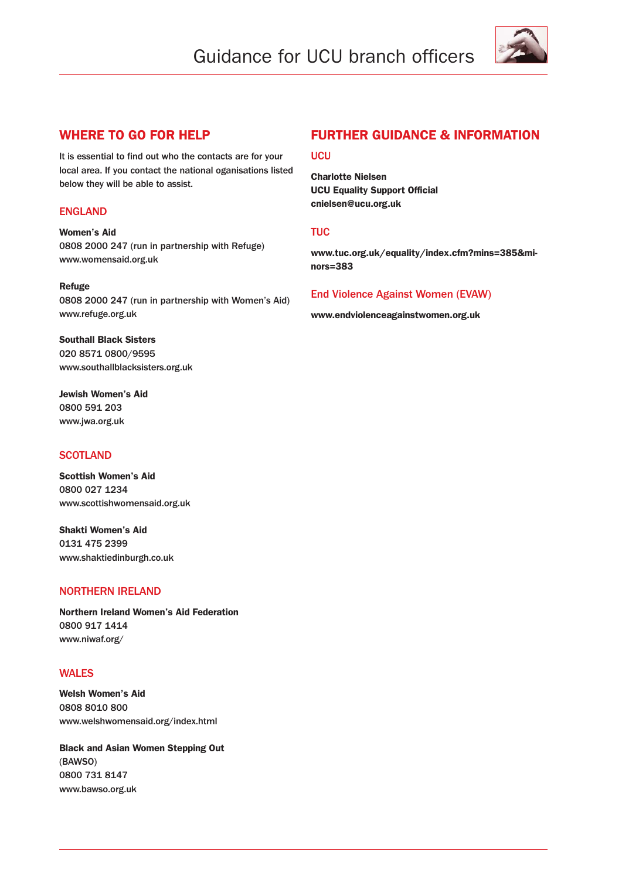## WHERE TO GO FOR HELP

It is essential to find out who the contacts are for your local area. If you contact the national oganisations listed below they will be able to assist.

### ENGLAND

**Women's Aid**
0808 2000 247 (run in partnership with Refuge)
www.womensaid.org.uk

**Refuge**
0808 2000 247 (run in partnership with Women's Aid)
www.refuge.org.uk

**Southall Black Sisters**
020 8571 0800/9595
www.southallblacksisters.org.uk

**Jewish Women's Aid**
0800 591 203
www.jwa.org.uk

### SCOTLAND

**Scottish Women's Aid**
0800 027 1234
www.scottishwomensaid.org.uk

**Shakti Women's Aid**
0131 475 2399
www.shaktiedinburgh.co.uk

### NORTHERN IRELAND

**Northern Ireland Women's Aid Federation**
0800 917 1414
www.niwaf.org/

### WALES

**Welsh Women's Aid**
0808 8010 800
www.welshwomensaid.org/index.html

**Black and Asian Women Stepping Out**
(BAWSO)
0800 731 8147
www.bawso.org.uk

## FURTHER GUIDANCE & INFORMATION

### UCU

**Charlotte Nielsen**
**UCU Equality Support Official**
**cnielsen@ucu.org.uk**

### TUC

**www.tuc.org.uk/equality/index.cfm?mins=385&minors=383**

### End Violence Against Women (EVAW)

**www.endviolenceagainstwomen.org.uk**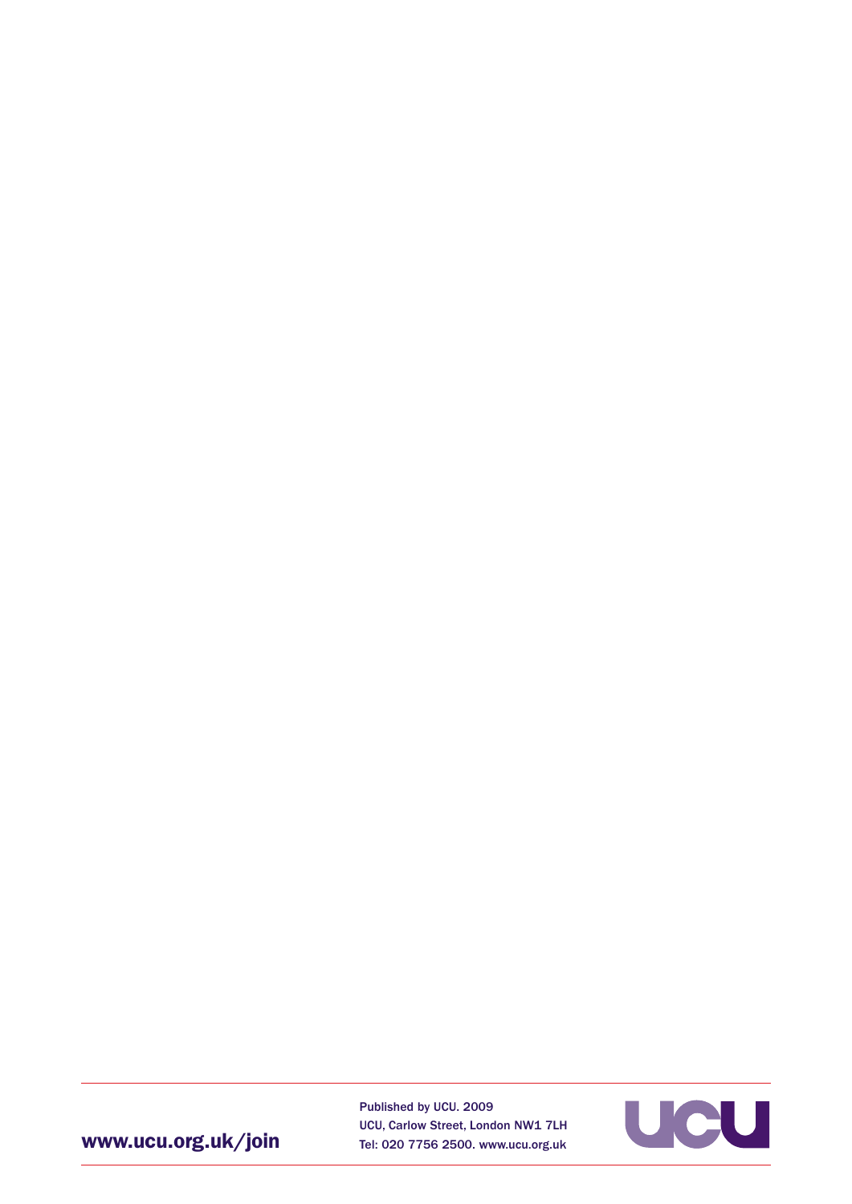www.ucu.org.uk/join

Published by UCU. 2009
UCU, Carlow Street, London NW1 7LH
Tel: 020 7756 2500. www.ucu.org.uk